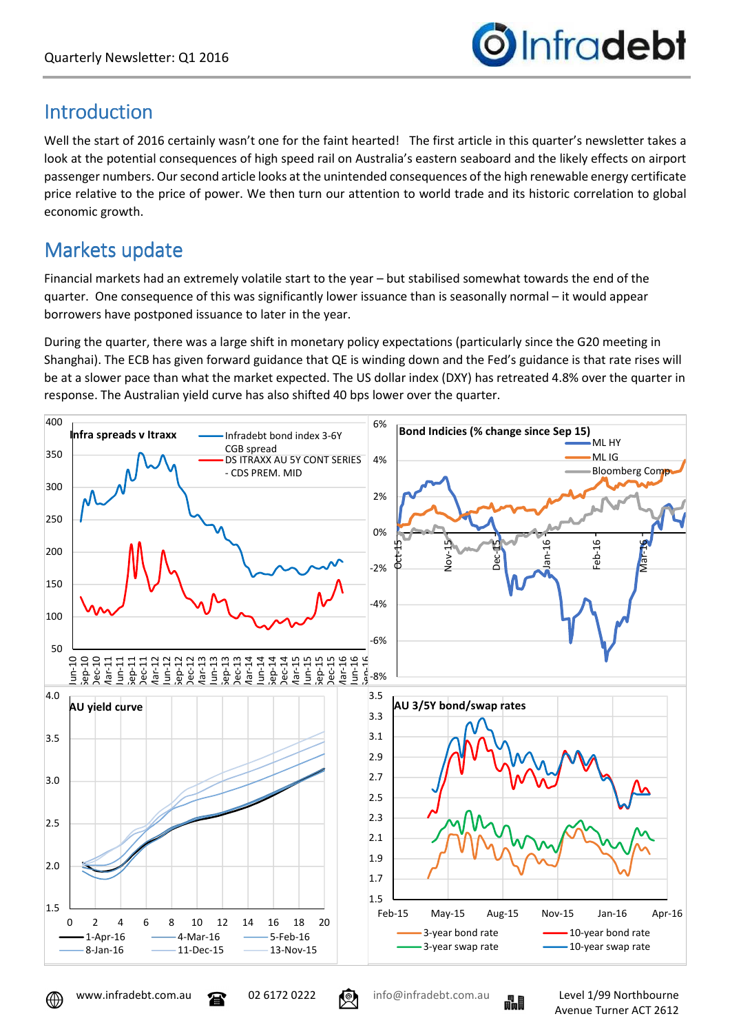## Introduction

Well the start of 2016 certainly wasn't one for the faint hearted! The first article in this quarter's newsletter takes a look at the potential consequences of high speed rail on Australia's eastern seaboard and the likely effects on airport passenger numbers. Our second article looks at the unintended consequences of the high renewable energy certificate price relative to the price of power. We then turn our attention to world trade and its historic correlation to global economic growth.

## Markets update

Financial markets had an extremely volatile start to the year – but stabilised somewhat towards the end of the quarter. One consequence of this was significantly lower issuance than is seasonally normal – it would appear borrowers have postponed issuance to later in the year.

During the quarter, there was a large shift in monetary policy expectations (particularly since the G20 meeting in Shanghai). The ECB has given forward guidance that QE is winding down and the Fed's guidance is that rate rises will be at a slower pace than what the market expected. The US dollar index (DXY) has retreated 4.8% over the quarter in response. The Australian yield curve has also shifted 40 bps lower over the quarter.

**Infra spreads v Itraxx**

**Bond Indicies (% change since Sep 15)**

**AU yield curve**

**AU 3/5Y bond/swap rates**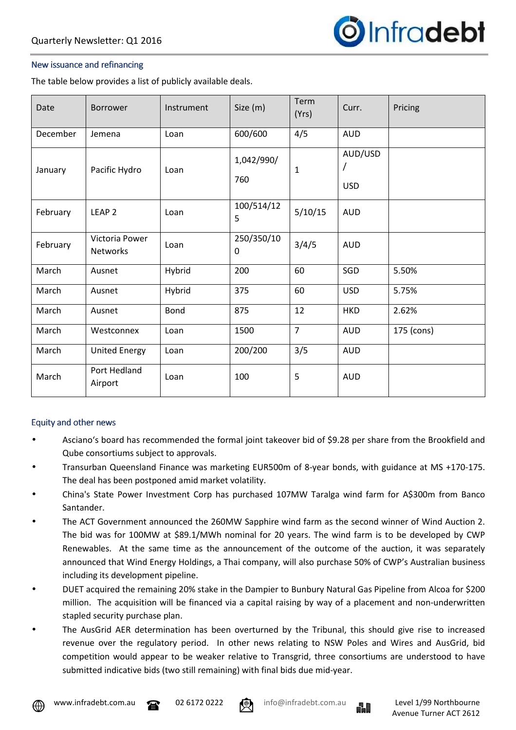## New issuance and refinancing

The table below provides a list of publicly available deals.

| Date | Borrower | Instrument | Size (m) | Term (Yrs) | Curr. | Pricing |
|---|---|---|---|---|---|---|
| December | Jemena | Loan | 600/600 | 4/5 | AUD | |
| January | Pacific Hydro | Loan | 1,042/990/760 | 1 | AUD/USD/USD | |
| February | LEAP 2 | Loan | 100/514/125 | 5/10/15 | AUD | |
| February | Victoria Power Networks | Loan | 250/350/100 | 3/4/5 | AUD | |
| March | Ausnet | Hybrid | 200 | 60 | SGD | 5.50% |
| March | Ausnet | Hybrid | 375 | 60 | USD | 5.75% |
| March | Ausnet | Bond | 875 | 12 | HKD | 2.62% |
| March | Westconnex | Loan | 1500 | 7 | AUD | 175 (cons) |
| March | United Energy | Loan | 200/200 | 3/5 | AUD | |
| March | Port Hedland Airport | Loan | 100 | 5 | AUD | |

## Equity and other news

- Asciano's board has recommended the formal joint takeover bid of $9.28 per share from the Brookfield and Qube consortiums subject to approvals.
- Transurban Queensland Finance was marketing EUR500m of 8-year bonds, with guidance at MS +170-175. The deal has been postponed amid market volatility.
- China's State Power Investment Corp has purchased 107MW Taralga wind farm for A$300m from Banco Santander.
- The ACT Government announced the 260MW Sapphire wind farm as the second winner of Wind Auction 2. The bid was for 100MW at $89.1/MWh nominal for 20 years. The wind farm is to be developed by CWP Renewables. At the same time as the announcement of the outcome of the auction, it was separately announced that Wind Energy Holdings, a Thai company, will also purchase 50% of CWP's Australian business including its development pipeline.
- DUET acquired the remaining 20% stake in the Dampier to Bunbury Natural Gas Pipeline from Alcoa for $200 million. The acquisition will be financed via a capital raising by way of a placement and non-underwritten stapled security purchase plan.
- The AusGrid AER determination has been overturned by the Tribunal, this should give rise to increased revenue over the regulatory period. In other news relating to NSW Poles and Wires and AusGrid, bid competition would appear to be weaker relative to Transgrid, three consortiums are understood to have submitted indicative bids (two still remaining) with final bids due mid-year.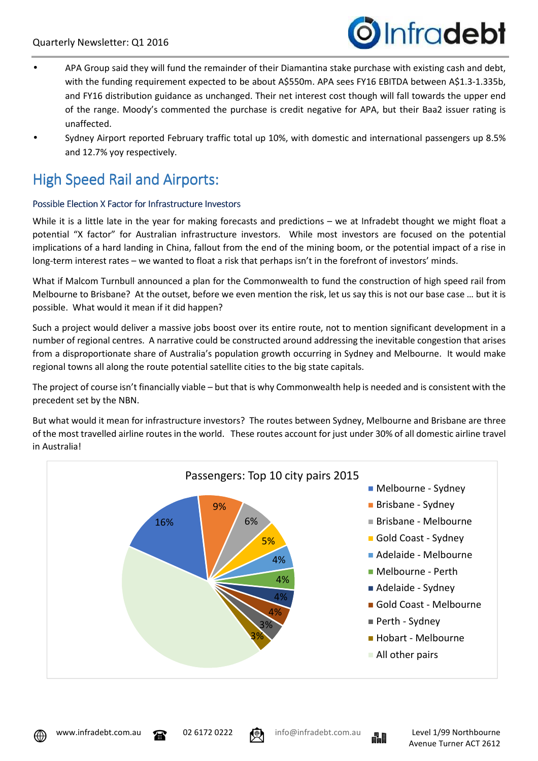- APA Group said they will fund the remainder of their Diamantina stake purchase with existing cash and debt, with the funding requirement expected to be about A$550m. APA sees FY16 EBITDA between A$1.3-1.335b, and FY16 distribution guidance as unchanged. Their net interest cost though will fall towards the upper end of the range. Moody's commented the purchase is credit negative for APA, but their Baa2 issuer rating is unaffected.
- Sydney Airport reported February traffic total up 10%, with domestic and international passengers up 8.5% and 12.7% yoy respectively.

# High Speed Rail and Airports:

### Possible Election X Factor for Infrastructure Investors

While it is a little late in the year for making forecasts and predictions – we at Infradebt thought we might float a potential "X factor" for Australian infrastructure investors. While most investors are focused on the potential implications of a hard landing in China, fallout from the end of the mining boom, or the potential impact of a rise in long-term interest rates – we wanted to float a risk that perhaps isn't in the forefront of investors' minds.

What if Malcom Turnbull announced a plan for the Commonwealth to fund the construction of high speed rail from Melbourne to Brisbane? At the outset, before we even mention the risk, let us say this is not our base case … but it is possible. What would it mean if it did happen?

Such a project would deliver a massive jobs boost over its entire route, not to mention significant development in a number of regional centres. A narrative could be constructed around addressing the inevitable congestion that arises from a disproportionate share of Australia's population growth occurring in Sydney and Melbourne. It would make regional towns all along the route potential satellite cities to the big state capitals.

The project of course isn't financially viable – but that is why Commonwealth help is needed and is consistent with the precedent set by the NBN.

But what would it mean for infrastructure investors? The routes between Sydney, Melbourne and Brisbane are three of the most travelled airline routes in the world. These routes account for just under 30% of all domestic airline travel in Australia!

Passengers: Top 10 city pairs 2015

| City pair | Share |
|---|---|
| Melbourne - Sydney | 16% |
| Brisbane - Sydney | 9% |
| Brisbane - Melbourne | 6% |
| Gold Coast - Sydney | 5% |
| Adelaide - Melbourne | 4% |
| Melbourne - Perth | 4% |
| Adelaide - Sydney | 4% |
| Gold Coast - Melbourne | 4% |
| Perth - Sydney | 3% |
| Hobart - Melbourne | 3% |
| All other pairs | |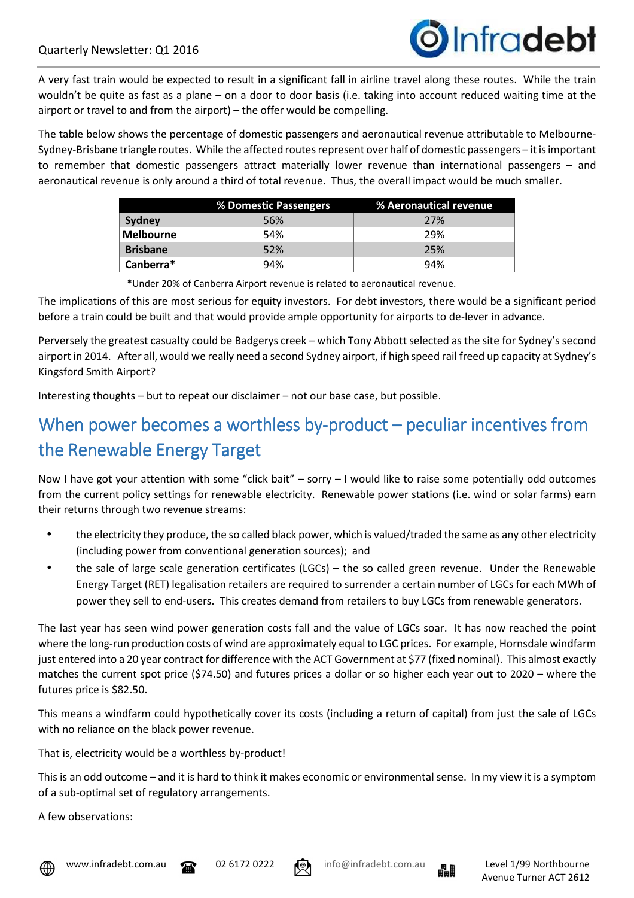A very fast train would be expected to result in a significant fall in airline travel along these routes. While the train wouldn't be quite as fast as a plane – on a door to door basis (i.e. taking into account reduced waiting time at the airport or travel to and from the airport) – the offer would be compelling.

The table below shows the percentage of domestic passengers and aeronautical revenue attributable to Melbourne-Sydney-Brisbane triangle routes. While the affected routes represent over half of domestic passengers – it is important to remember that domestic passengers attract materially lower revenue than international passengers – and aeronautical revenue is only around a third of total revenue. Thus, the overall impact would be much smaller.

| | % Domestic Passengers | % Aeronautical revenue |
|---|---|---|
| **Sydney** | 56% | 27% |
| **Melbourne** | 54% | 29% |
| **Brisbane** | 52% | 25% |
| **Canberra*** | 94% | 94% |

*Under 20% of Canberra Airport revenue is related to aeronautical revenue.

The implications of this are most serious for equity investors. For debt investors, there would be a significant period before a train could be built and that would provide ample opportunity for airports to de-lever in advance.

Perversely the greatest casualty could be Badgerys creek – which Tony Abbott selected as the site for Sydney's second airport in 2014. After all, would we really need a second Sydney airport, if high speed rail freed up capacity at Sydney's Kingsford Smith Airport?

Interesting thoughts – but to repeat our disclaimer – not our base case, but possible.

## When power becomes a worthless by-product – peculiar incentives from the Renewable Energy Target

Now I have got your attention with some "click bait" – sorry – I would like to raise some potentially odd outcomes from the current policy settings for renewable electricity. Renewable power stations (i.e. wind or solar farms) earn their returns through two revenue streams:

- the electricity they produce, the so called black power, which is valued/traded the same as any other electricity (including power from conventional generation sources); and
- the sale of large scale generation certificates (LGCs) – the so called green revenue. Under the Renewable Energy Target (RET) legalisation retailers are required to surrender a certain number of LGCs for each MWh of power they sell to end-users. This creates demand from retailers to buy LGCs from renewable generators.

The last year has seen wind power generation costs fall and the value of LGCs soar. It has now reached the point where the long-run production costs of wind are approximately equal to LGC prices. For example, Hornsdale windfarm just entered into a 20 year contract for difference with the ACT Government at $77 (fixed nominal). This almost exactly matches the current spot price ($74.50) and futures prices a dollar or so higher each year out to 2020 – where the futures price is $82.50.

This means a windfarm could hypothetically cover its costs (including a return of capital) from just the sale of LGCs with no reliance on the black power revenue.

That is, electricity would be a worthless by-product!

This is an odd outcome – and it is hard to think it makes economic or environmental sense. In my view it is a symptom of a sub-optimal set of regulatory arrangements.

A few observations: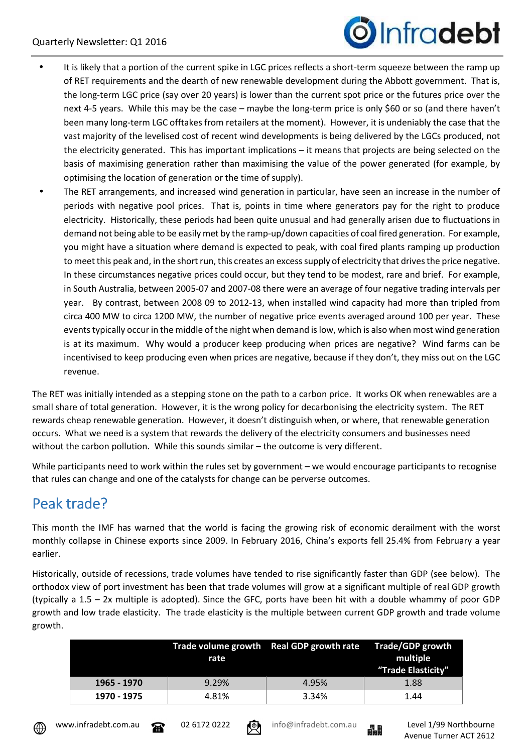- It is likely that a portion of the current spike in LGC prices reflects a short-term squeeze between the ramp up of RET requirements and the dearth of new renewable development during the Abbott government. That is, the long-term LGC price (say over 20 years) is lower than the current spot price or the futures price over the next 4-5 years. While this may be the case – maybe the long-term price is only $60 or so (and there haven't been many long-term LGC offtakes from retailers at the moment). However, it is undeniably the case that the vast majority of the levelised cost of recent wind developments is being delivered by the LGCs produced, not the electricity generated. This has important implications – it means that projects are being selected on the basis of maximising generation rather than maximising the value of the power generated (for example, by optimising the location of generation or the time of supply).
- The RET arrangements, and increased wind generation in particular, have seen an increase in the number of periods with negative pool prices. That is, points in time where generators pay for the right to produce electricity. Historically, these periods had been quite unusual and had generally arisen due to fluctuations in demand not being able to be easily met by the ramp-up/down capacities of coal fired generation. For example, you might have a situation where demand is expected to peak, with coal fired plants ramping up production to meet this peak and, in the short run, this creates an excess supply of electricity that drives the price negative. In these circumstances negative prices could occur, but they tend to be modest, rare and brief. For example, in South Australia, between 2005-07 and 2007-08 there were an average of four negative trading intervals per year. By contrast, between 2008 09 to 2012-13, when installed wind capacity had more than tripled from circa 400 MW to circa 1200 MW, the number of negative price events averaged around 100 per year. These events typically occur in the middle of the night when demand is low, which is also when most wind generation is at its maximum. Why would a producer keep producing when prices are negative? Wind farms can be incentivised to keep producing even when prices are negative, because if they don't, they miss out on the LGC revenue.

The RET was initially intended as a stepping stone on the path to a carbon price. It works OK when renewables are a small share of total generation. However, it is the wrong policy for decarbonising the electricity system. The RET rewards cheap renewable generation. However, it doesn't distinguish when, or where, that renewable generation occurs. What we need is a system that rewards the delivery of the electricity consumers and businesses need without the carbon pollution. While this sounds similar – the outcome is very different.

While participants need to work within the rules set by government – we would encourage participants to recognise that rules can change and one of the catalysts for change can be perverse outcomes.

## Peak trade?

This month the IMF has warned that the world is facing the growing risk of economic derailment with the worst monthly collapse in Chinese exports since 2009. In February 2016, China's exports fell 25.4% from February a year earlier.

Historically, outside of recessions, trade volumes have tended to rise significantly faster than GDP (see below). The orthodox view of port investment has been that trade volumes will grow at a significant multiple of real GDP growth (typically a 1.5 – 2x multiple is adopted). Since the GFC, ports have been hit with a double whammy of poor GDP growth and low trade elasticity. The trade elasticity is the multiple between current GDP growth and trade volume growth.

| | Trade volume growth rate | Real GDP growth rate | Trade/GDP growth multiple "Trade Elasticity" |
|---|---|---|---|
| **1965 - 1970** | 9.29% | 4.95% | 1.88 |
| **1970 - 1975** | 4.81% | 3.34% | 1.44 |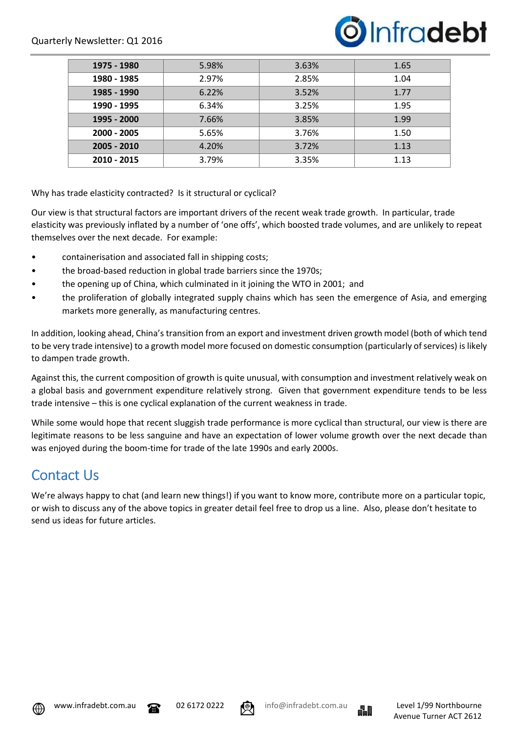| 1975 - 1980 | 5.98% | 3.63% | 1.65 |
|---|---|---|---|
| 1980 - 1985 | 2.97% | 2.85% | 1.04 |
| 1985 - 1990 | 6.22% | 3.52% | 1.77 |
| 1990 - 1995 | 6.34% | 3.25% | 1.95 |
| 1995 - 2000 | 7.66% | 3.85% | 1.99 |
| 2000 - 2005 | 5.65% | 3.76% | 1.50 |
| 2005 - 2010 | 4.20% | 3.72% | 1.13 |
| 2010 - 2015 | 3.79% | 3.35% | 1.13 |

Why has trade elasticity contracted? Is it structural or cyclical?

Our view is that structural factors are important drivers of the recent weak trade growth. In particular, trade elasticity was previously inflated by a number of 'one offs', which boosted trade volumes, and are unlikely to repeat themselves over the next decade. For example:

- containerisation and associated fall in shipping costs;
- the broad-based reduction in global trade barriers since the 1970s;
- the opening up of China, which culminated in it joining the WTO in 2001; and
- the proliferation of globally integrated supply chains which has seen the emergence of Asia, and emerging markets more generally, as manufacturing centres.

In addition, looking ahead, China's transition from an export and investment driven growth model (both of which tend to be very trade intensive) to a growth model more focused on domestic consumption (particularly of services) is likely to dampen trade growth.

Against this, the current composition of growth is quite unusual, with consumption and investment relatively weak on a global basis and government expenditure relatively strong. Given that government expenditure tends to be less trade intensive – this is one cyclical explanation of the current weakness in trade.

While some would hope that recent sluggish trade performance is more cyclical than structural, our view is there are legitimate reasons to be less sanguine and have an expectation of lower volume growth over the next decade than was enjoyed during the boom-time for trade of the late 1990s and early 2000s.

## Contact Us

We're always happy to chat (and learn new things!) if you want to know more, contribute more on a particular topic, or wish to discuss any of the above topics in greater detail feel free to drop us a line. Also, please don't hesitate to send us ideas for future articles.